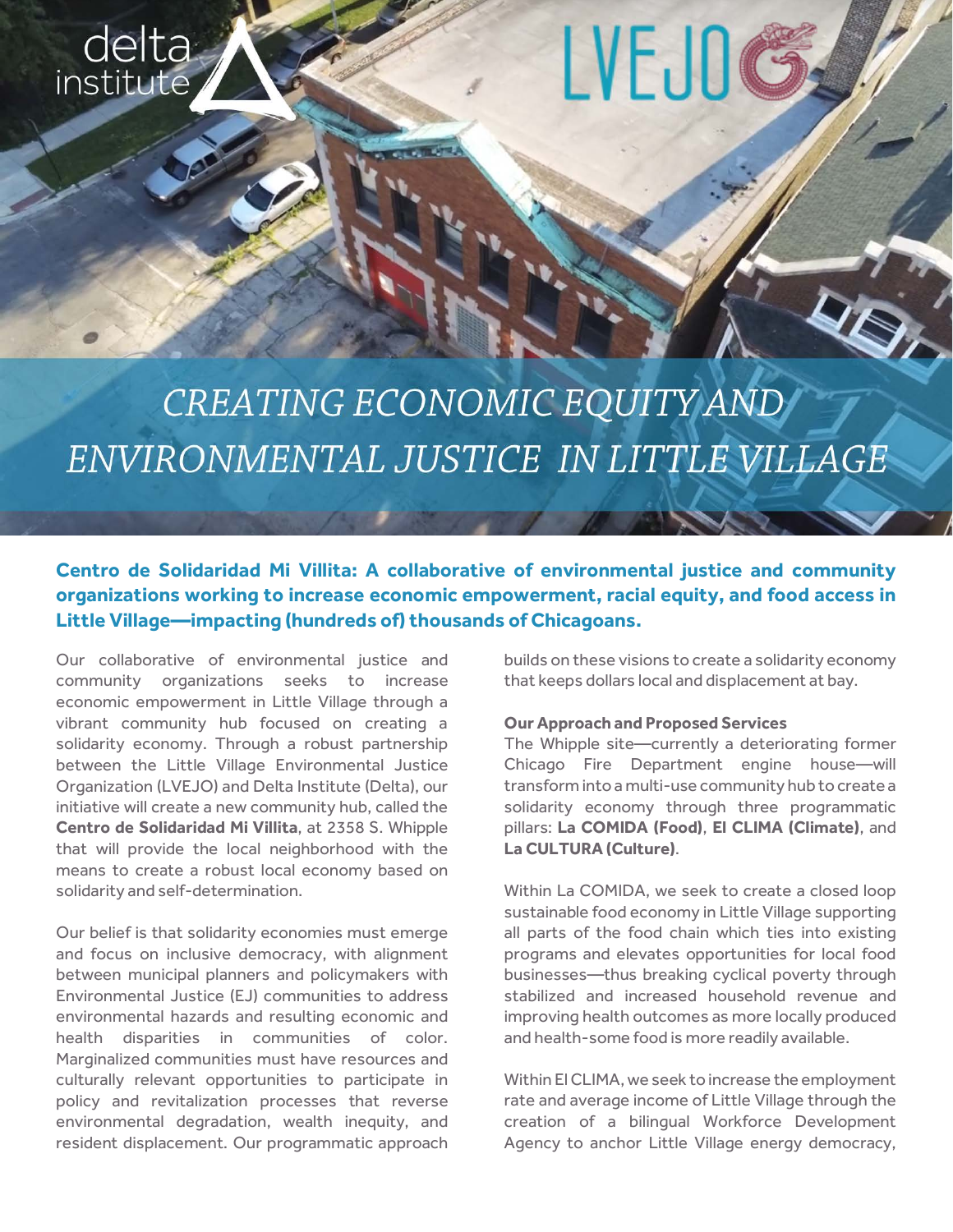delta institute

LVEJO

# CREATING ECONOMIC EQUITY AND ENVIRONMENTAL JUSTICE IN LITTLE VILLAGE

**Centro de Solidaridad Mi Villita: A collaborative of environmental justice and community organizations working to increase economic empowerment, racial equity, and food access in Little Village—impacting (hundreds of) thousands of Chicagoans.**

Our collaborative of environmental justice and community organizations seeks to increase economic empowerment in Little Village through a vibrant community hub focused on creating a solidarity economy. Through a robust partnership between the Little Village Environmental Justice Organization (LVEJO) and Delta Institute (Delta), our initiative will create a new community hub, called the **Centro de Solidaridad Mi Villita**, at 2358 S. Whipple that will provide the local neighborhood with the means to create a robust local economy based on solidarity and self-determination.

Our belief is that solidarity economies must emerge and focus on inclusive democracy, with alignment between municipal planners and policymakers with Environmental Justice (EJ) communities to address environmental hazards and resulting economic and health disparities in communities of color. Marginalized communities must have resources and culturally relevant opportunities to participate in policy and revitalization processes that reverse environmental degradation, wealth inequity, and resident displacement. Our programmatic approach builds on these visions to create a solidarity economy that keeps dollars local and displacement at bay.

**Our Approach and Proposed Services**

The Whipple site—currently a deteriorating former Chicago Fire Department engine house—will transform into a multi-use community hub to create a solidarity economy through three programmatic pillars: **La COMIDA (Food)**, **El CLIMA (Climate)**, and **La CULTURA (Culture)**.

Within La COMIDA, we seek to create a closed loop sustainable food economy in Little Village supporting all parts of the food chain which ties into existing programs and elevates opportunities for local food businesses—thus breaking cyclical poverty through stabilized and increased household revenue and improving health outcomes as more locally produced and health-some food is more readily available.

Within El CLIMA, we seek to increase the employment rate and average income of Little Village through the creation of a bilingual Workforce Development Agency to anchor Little Village energy democracy,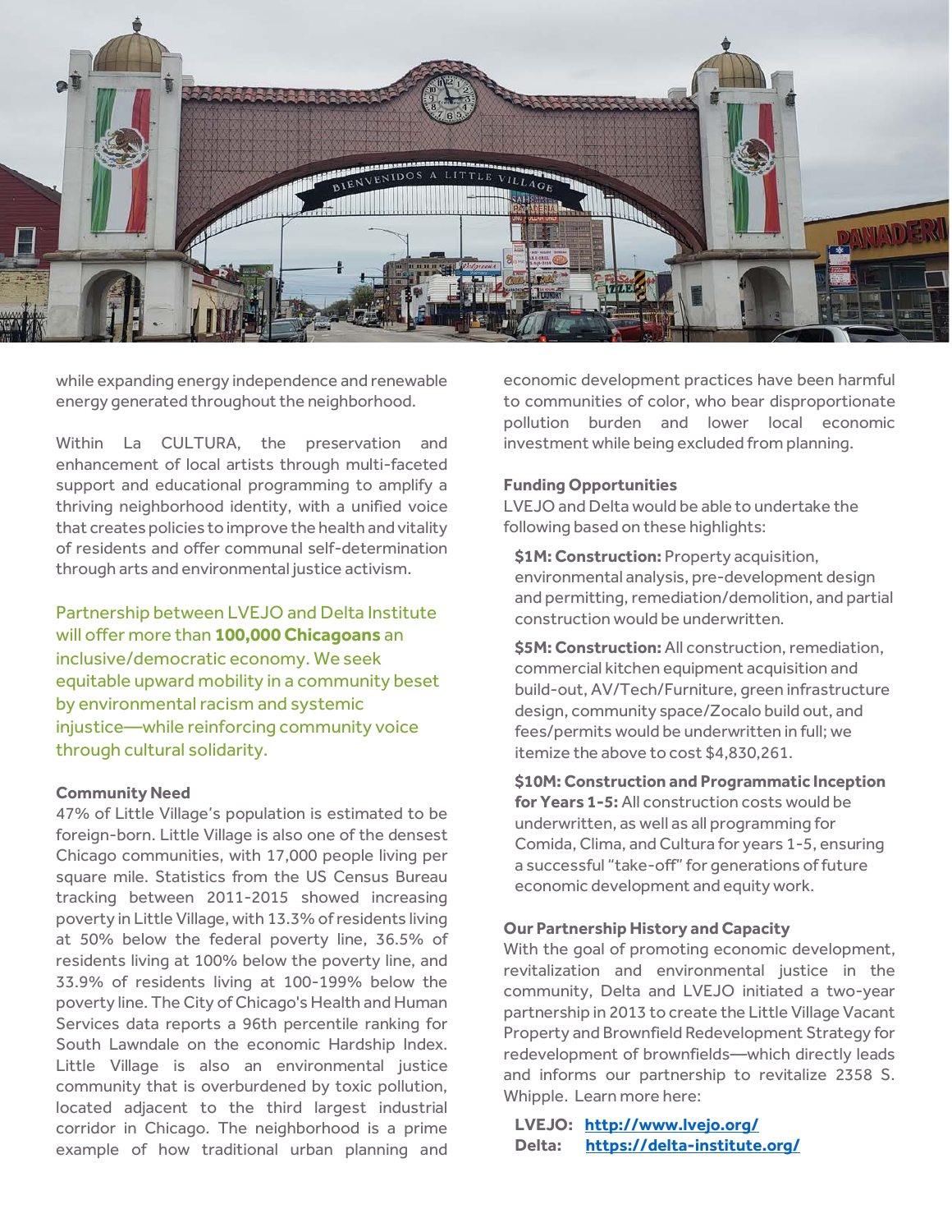while expanding energy independence and renewable energy generated throughout the neighborhood.

Within La CULTURA, the preservation and enhancement of local artists through multi-faceted support and educational programming to amplify a thriving neighborhood identity, with a unified voice that creates policies to improve the health and vitality of residents and offer communal self-determination through arts and environmental justice activism.

Partnership between LVEJO and Delta Institute will offer more than **100,000 Chicagoans** an inclusive/democratic economy. We seek equitable upward mobility in a community beset by environmental racism and systemic injustice—while reinforcing community voice through cultural solidarity.

**Community Need**

47% of Little Village's population is estimated to be foreign-born. Little Village is also one of the densest Chicago communities, with 17,000 people living per square mile. Statistics from the US Census Bureau tracking between 2011-2015 showed increasing poverty in Little Village, with 13.3% of residents living at 50% below the federal poverty line, 36.5% of residents living at 100% below the poverty line, and 33.9% of residents living at 100-199% below the poverty line. The City of Chicago's Health and Human Services data reports a 96th percentile ranking for South Lawndale on the economic Hardship Index. Little Village is also an environmental justice community that is overburdened by toxic pollution, located adjacent to the third largest industrial corridor in Chicago. The neighborhood is a prime example of how traditional urban planning and economic development practices have been harmful to communities of color, who bear disproportionate pollution burden and lower local economic investment while being excluded from planning.

**Funding Opportunities**

LVEJO and Delta would be able to undertake the following based on these highlights:

**$1M: Construction:** Property acquisition, environmental analysis, pre-development design and permitting, remediation/demolition, and partial construction would be underwritten.

**$5M: Construction:** All construction, remediation, commercial kitchen equipment acquisition and build-out, AV/Tech/Furniture, green infrastructure design, community space/Zocalo build out, and fees/permits would be underwritten in full; we itemize the above to cost $4,830,261.

**$10M: Construction and Programmatic Inception for Years 1-5:** All construction costs would be underwritten, as well as all programming for Comida, Clima, and Cultura for years 1-5, ensuring a successful "take-off" for generations of future economic development and equity work.

**Our Partnership History and Capacity**

With the goal of promoting economic development, revitalization and environmental justice in the community, Delta and LVEJO initiated a two-year partnership in 2013 to create the Little Village Vacant Property and Brownfield Redevelopment Strategy for redevelopment of brownfields—which directly leads and informs our partnership to revitalize 2358 S. Whipple. Learn more here:

**LVEJO:** [http://www.lvejo.org/](http://www.lvejo.org/)
**Delta:** [https://delta-institute.org/](https://delta-institute.org/)